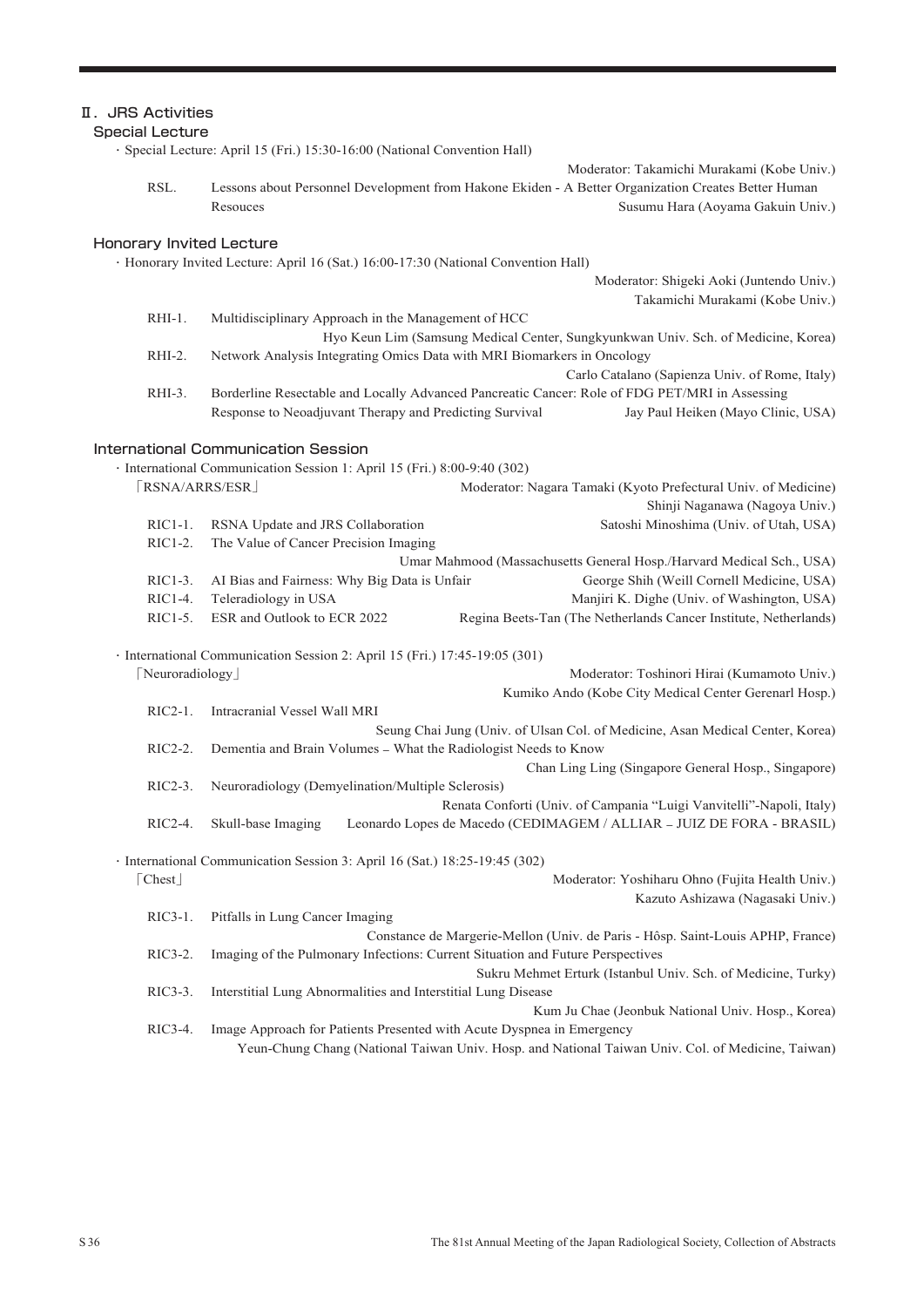# Ⅱ. JRS Activities

## Special Lecture

・Special Lecture: April 15 (Fri.) 15:30-16:00 (National Convention Hall)

Moderator: Takamichi Murakami (Kobe Univ.)

RSL. Lessons about Personnel Development from Hakone Ekiden - A Better Organization Creates Better Human Resouces
Susumu Hara (Aoyama Gakuin Univ.)

## Honorary Invited Lecture

・Honorary Invited Lecture: April 16 (Sat.) 16:00-17:30 (National Convention Hall)

Moderator: Shigeki Aoki (Juntendo Univ.)
Takamichi Murakami (Kobe Univ.)

RHI-1. Multidisciplinary Approach in the Management of HCC
Hyo Keun Lim (Samsung Medical Center, Sungkyunkwan Univ. Sch. of Medicine, Korea)

RHI-2. Network Analysis Integrating Omics Data with MRI Biomarkers in Oncology
Carlo Catalano (Sapienza Univ. of Rome, Italy)

RHI-3. Borderline Resectable and Locally Advanced Pancreatic Cancer: Role of FDG PET/MRI in Assessing Response to Neoadjuvant Therapy and Predicting Survival
Jay Paul Heiken (Mayo Clinic, USA)

## International Communication Session

・International Communication Session 1: April 15 (Fri.) 8:00-9:40 (302)

「RSNA/ARRS/ESR」
Moderator: Nagara Tamaki (Kyoto Prefectural Univ. of Medicine)
Shinji Naganawa (Nagoya Univ.)

RIC1-1. RSNA Update and JRS Collaboration
Satoshi Minoshima (Univ. of Utah, USA)

RIC1-2. The Value of Cancer Precision Imaging
Umar Mahmood (Massachusetts General Hosp./Harvard Medical Sch., USA)

RIC1-3. AI Bias and Fairness: Why Big Data is Unfair
George Shih (Weill Cornell Medicine, USA)

RIC1-4. Teleradiology in USA
Manjiri K. Dighe (Univ. of Washington, USA)

RIC1-5. ESR and Outlook to ECR 2022
Regina Beets-Tan (The Netherlands Cancer Institute, Netherlands)

・International Communication Session 2: April 15 (Fri.) 17:45-19:05 (301)

「Neuroradiology」
Moderator: Toshinori Hirai (Kumamoto Univ.)
Kumiko Ando (Kobe City Medical Center Gerenarl Hosp.)

RIC2-1. Intracranial Vessel Wall MRI
Seung Chai Jung (Univ. of Ulsan Col. of Medicine, Asan Medical Center, Korea)

RIC2-2. Dementia and Brain Volumes – What the Radiologist Needs to Know
Chan Ling Ling (Singapore General Hosp., Singapore)

RIC2-3. Neuroradiology (Demyelination/Multiple Sclerosis)
Renata Conforti (Univ. of Campania "Luigi Vanvitelli"-Napoli, Italy)

RIC2-4. Skull-base Imaging
Leonardo Lopes de Macedo (CEDIMAGEM / ALLIAR – JUIZ DE FORA - BRASIL)

・International Communication Session 3: April 16 (Sat.) 18:25-19:45 (302)

「Chest」
Moderator: Yoshiharu Ohno (Fujita Health Univ.)
Kazuto Ashizawa (Nagasaki Univ.)

RIC3-1. Pitfalls in Lung Cancer Imaging
Constance de Margerie-Mellon (Univ. de Paris - Hôsp. Saint-Louis APHP, France)

RIC3-2. Imaging of the Pulmonary Infections: Current Situation and Future Perspectives
Sukru Mehmet Erturk (Istanbul Univ. Sch. of Medicine, Turky)

RIC3-3. Interstitial Lung Abnormalities and Interstitial Lung Disease
Kum Ju Chae (Jeonbuk National Univ. Hosp., Korea)

RIC3-4. Image Approach for Patients Presented with Acute Dyspnea in Emergency
Yeun-Chung Chang (National Taiwan Univ. Hosp. and National Taiwan Univ. Col. of Medicine, Taiwan)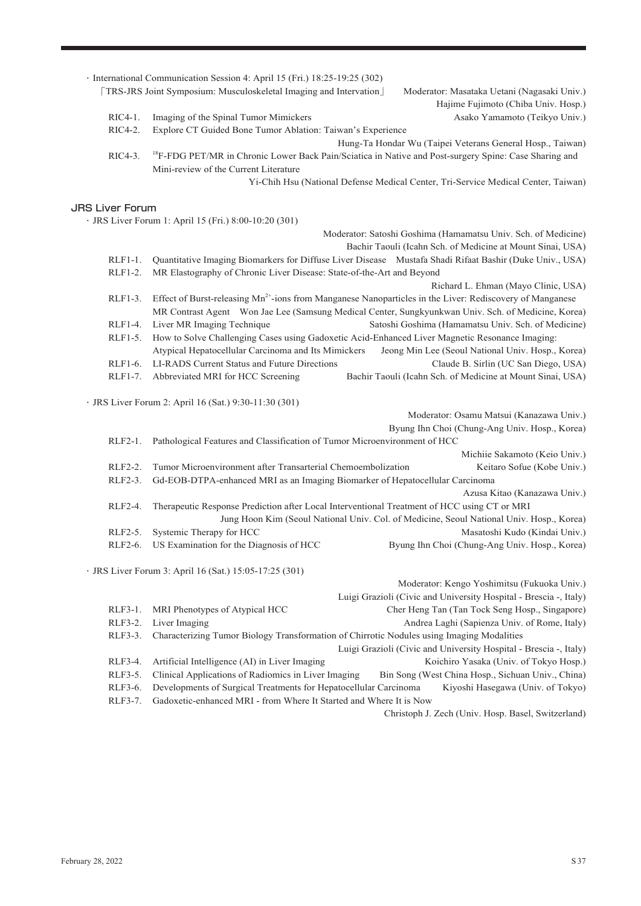- International Communication Session 4: April 15 (Fri.) 18:25-19:25 (302)

「TRS-JRS Joint Symposium: Musculoskeletal Imaging and Intervation」 Moderator: Masataka Uetani (Nagasaki Univ.)
Hajime Fujimoto (Chiba Univ. Hosp.)

RIC4-1. Imaging of the Spinal Tumor Mimickers — Asako Yamamoto (Teikyo Univ.)

RIC4-2. Explore CT Guided Bone Tumor Ablation: Taiwan's Experience — Hung-Ta Hondar Wu (Taipei Veterans General Hosp., Taiwan)

RIC4-3. $^{18}$F-FDG PET/MR in Chronic Lower Back Pain/Sciatica in Native and Post-surgery Spine: Case Sharing and Mini-review of the Current Literature — Yi-Chih Hsu (National Defense Medical Center, Tri-Service Medical Center, Taiwan)

## JRS Liver Forum

- JRS Liver Forum 1: April 15 (Fri.) 8:00-10:20 (301)

Moderator: Satoshi Goshima (Hamamatsu Univ. Sch. of Medicine)
Bachir Taouli (Icahn Sch. of Medicine at Mount Sinai, USA)

RLF1-1. Quantitative Imaging Biomarkers for Diffuse Liver Disease — Mustafa Shadi Rifaat Bashir (Duke Univ., USA)

RLF1-2. MR Elastography of Chronic Liver Disease: State-of-the-Art and Beyond — Richard L. Ehman (Mayo Clinic, USA)

RLF1-3. Effect of Burst-releasing $Mn^{2+}$-ions from Manganese Nanoparticles in the Liver: Rediscovery of Manganese MR Contrast Agent — Won Jae Lee (Samsung Medical Center, Sungkyunkwan Univ. Sch. of Medicine, Korea)

RLF1-4. Liver MR Imaging Technique — Satoshi Goshima (Hamamatsu Univ. Sch. of Medicine)

RLF1-5. How to Solve Challenging Cases using Gadoxetic Acid-Enhanced Liver Magnetic Resonance Imaging: Atypical Hepatocellular Carcinoma and Its Mimickers — Jeong Min Lee (Seoul National Univ. Hosp., Korea)

RLF1-6. LI-RADS Current Status and Future Directions — Claude B. Sirlin (UC San Diego, USA)

RLF1-7. Abbreviated MRI for HCC Screening — Bachir Taouli (Icahn Sch. of Medicine at Mount Sinai, USA)

- JRS Liver Forum 2: April 16 (Sat.) 9:30-11:30 (301)

Moderator: Osamu Matsui (Kanazawa Univ.)
Byung Ihn Choi (Chung-Ang Univ. Hosp., Korea)

RLF2-1. Pathological Features and Classification of Tumor Microenvironment of HCC — Michiie Sakamoto (Keio Univ.)

RLF2-2. Tumor Microenvironment after Transarterial Chemoembolization — Keitaro Sofue (Kobe Univ.)

RLF2-3. Gd-EOB-DTPA-enhanced MRI as an Imaging Biomarker of Hepatocellular Carcinoma — Azusa Kitao (Kanazawa Univ.)

RLF2-4. Therapeutic Response Prediction after Local Interventional Treatment of HCC using CT or MRI — Jung Hoon Kim (Seoul National Univ. Col. of Medicine, Seoul National Univ. Hosp., Korea)

RLF2-5. Systemic Therapy for HCC — Masatoshi Kudo (Kindai Univ.)

RLF2-6. US Examination for the Diagnosis of HCC — Byung Ihn Choi (Chung-Ang Univ. Hosp., Korea)

- JRS Liver Forum 3: April 16 (Sat.) 15:05-17:25 (301)

Moderator: Kengo Yoshimitsu (Fukuoka Univ.)
Luigi Grazioli (Civic and University Hospital - Brescia -, Italy)

RLF3-1. MRI Phenotypes of Atypical HCC — Cher Heng Tan (Tan Tock Seng Hosp., Singapore)

RLF3-2. Liver Imaging — Andrea Laghi (Sapienza Univ. of Rome, Italy)

RLF3-3. Characterizing Tumor Biology Transformation of Chirrotic Nodules using Imaging Modalities — Luigi Grazioli (Civic and University Hospital - Brescia -, Italy)

RLF3-4. Artificial Intelligence (AI) in Liver Imaging — Koichiro Yasaka (Univ. of Tokyo Hosp.)

RLF3-5. Clinical Applications of Radiomics in Liver Imaging — Bin Song (West China Hosp., Sichuan Univ., China)

RLF3-6. Developments of Surgical Treatments for Hepatocellular Carcinoma — Kiyoshi Hasegawa (Univ. of Tokyo)

RLF3-7. Gadoxetic-enhanced MRI - from Where It Started and Where It is Now — Christoph J. Zech (Univ. Hosp. Basel, Switzerland)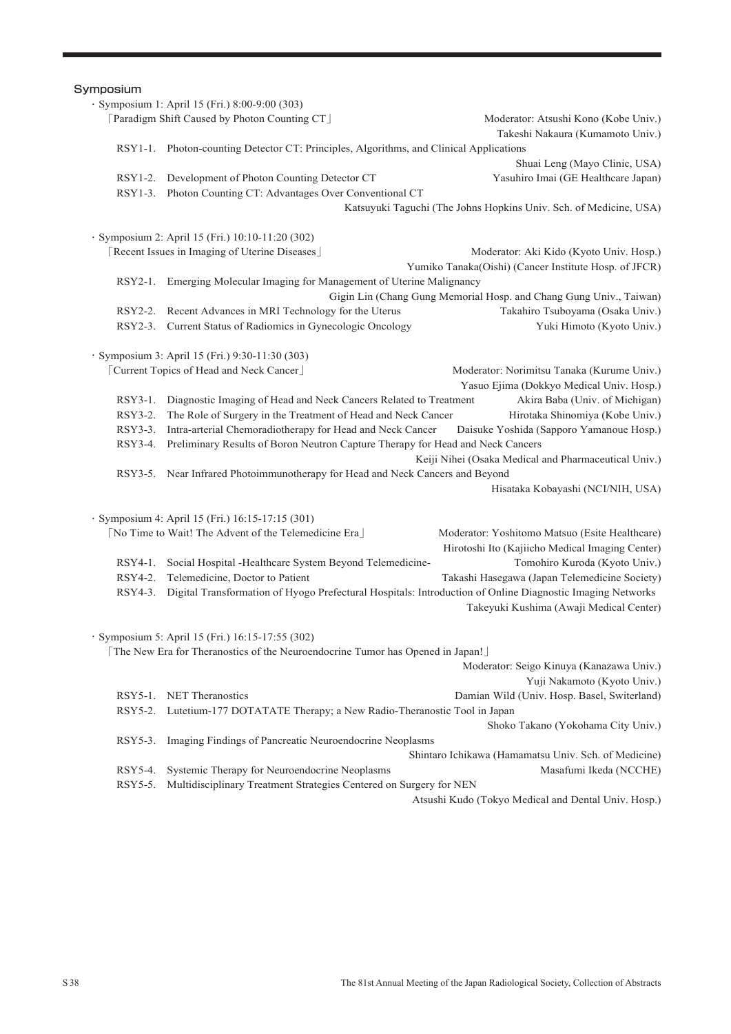## Symposium

- Symposium 1: April 15 (Fri.) 8:00-9:00 (303)

  「Paradigm Shift Caused by Photon Counting CT」
  Moderator: Atsushi Kono (Kobe Univ.)
  Takeshi Nakaura (Kumamoto Univ.)

  RSY1-1. Photon-counting Detector CT: Principles, Algorithms, and Clinical Applications
  Shuai Leng (Mayo Clinic, USA)

  RSY1-2. Development of Photon Counting Detector CT
  Yasuhiro Imai (GE Healthcare Japan)

  RSY1-3. Photon Counting CT: Advantages Over Conventional CT
  Katsuyuki Taguchi (The Johns Hopkins Univ. Sch. of Medicine, USA)

- Symposium 2: April 15 (Fri.) 10:10-11:20 (302)

  「Recent Issues in Imaging of Uterine Diseases」
  Moderator: Aki Kido (Kyoto Univ. Hosp.)
  Yumiko Tanaka(Oishi) (Cancer Institute Hosp. of JFCR)

  RSY2-1. Emerging Molecular Imaging for Management of Uterine Malignancy
  Gigin Lin (Chang Gung Memorial Hosp. and Chang Gung Univ., Taiwan)

  RSY2-2. Recent Advances in MRI Technology for the Uterus
  Takahiro Tsuboyama (Osaka Univ.)

  RSY2-3. Current Status of Radiomics in Gynecologic Oncology
  Yuki Himoto (Kyoto Univ.)

- Symposium 3: April 15 (Fri.) 9:30-11:30 (303)

  「Current Topics of Head and Neck Cancer」
  Moderator: Norimitsu Tanaka (Kurume Univ.)
  Yasuo Ejima (Dokkyo Medical Univ. Hosp.)

  RSY3-1. Diagnostic Imaging of Head and Neck Cancers Related to Treatment
  Akira Baba (Univ. of Michigan)

  RSY3-2. The Role of Surgery in the Treatment of Head and Neck Cancer
  Hirotaka Shinomiya (Kobe Univ.)

  RSY3-3. Intra-arterial Chemoradiotherapy for Head and Neck Cancer
  Daisuke Yoshida (Sapporo Yamanoue Hosp.)

  RSY3-4. Preliminary Results of Boron Neutron Capture Therapy for Head and Neck Cancers
  Keiji Nihei (Osaka Medical and Pharmaceutical Univ.)

  RSY3-5. Near Infrared Photoimmunotherapy for Head and Neck Cancers and Beyond
  Hisataka Kobayashi (NCI/NIH, USA)

- Symposium 4: April 15 (Fri.) 16:15-17:15 (301)

  「No Time to Wait! The Advent of the Telemedicine Era」
  Moderator: Yoshitomo Matsuo (Esite Healthcare)
  Hirotoshi Ito (Kajiicho Medical Imaging Center)

  RSY4-1. Social Hospital -Healthcare System Beyond Telemedicine-
  Tomohiro Kuroda (Kyoto Univ.)

  RSY4-2. Telemedicine, Doctor to Patient
  Takashi Hasegawa (Japan Telemedicine Society)

  RSY4-3. Digital Transformation of Hyogo Prefectural Hospitals: Introduction of Online Diagnostic Imaging Networks
  Takeyuki Kushima (Awaji Medical Center)

- Symposium 5: April 15 (Fri.) 16:15-17:55 (302)

  「The New Era for Theranostics of the Neuroendocrine Tumor has Opened in Japan!」
  Moderator: Seigo Kinuya (Kanazawa Univ.)
  Yuji Nakamoto (Kyoto Univ.)

  RSY5-1. NET Theranostics
  Damian Wild (Univ. Hosp. Basel, Switzerland)

  RSY5-2. Lutetium-177 DOTATATE Therapy; a New Radio-Theranostic Tool in Japan
  Shoko Takano (Yokohama City Univ.)

  RSY5-3. Imaging Findings of Pancreatic Neuroendocrine Neoplasms
  Shintaro Ichikawa (Hamamatsu Univ. Sch. of Medicine)

  RSY5-4. Systemic Therapy for Neuroendocrine Neoplasms
  Masafumi Ikeda (NCCHE)

  RSY5-5. Multidisciplinary Treatment Strategies Centered on Surgery for NEN
  Atsushi Kudo (Tokyo Medical and Dental Univ. Hosp.)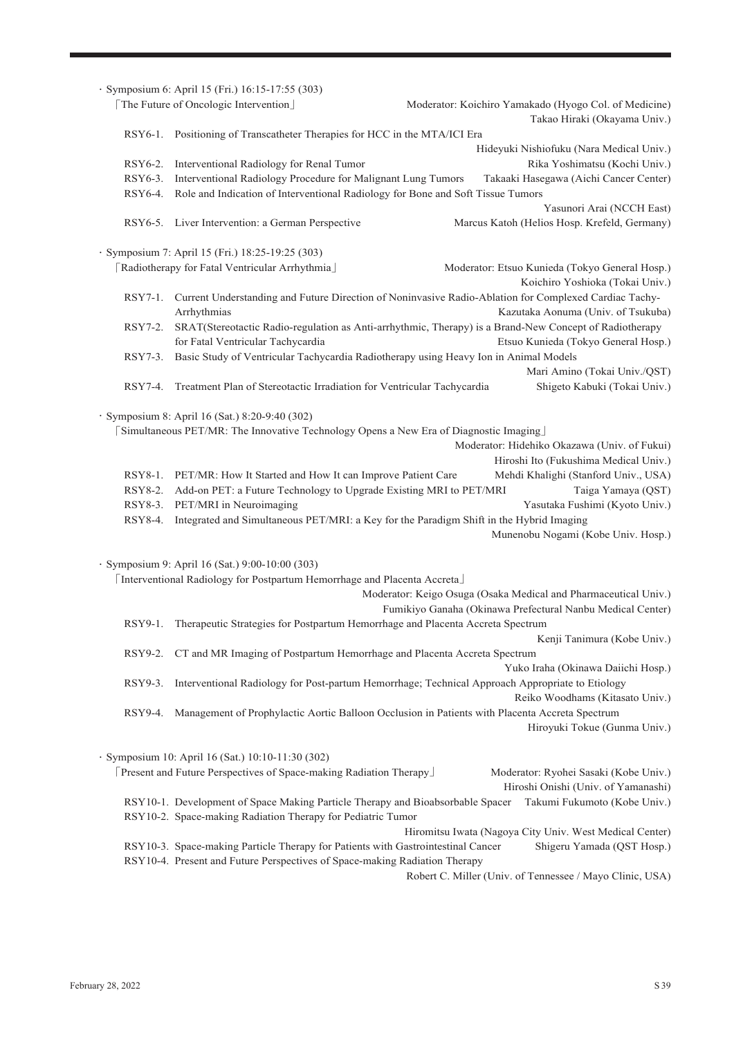- Symposium 6: April 15 (Fri.) 16:15-17:55 (303)

「The Future of Oncologic Intervention」 Moderator: Koichiro Yamakado (Hyogo Col. of Medicine)
Takao Hiraki (Okayama Univ.)

RSY6-1. Positioning of Transcatheter Therapies for HCC in the MTA/ICI Era
Hideyuki Nishiofuku (Nara Medical Univ.)

RSY6-2. Interventional Radiology for Renal Tumor
Rika Yoshimatsu (Kochi Univ.)

RSY6-3. Interventional Radiology Procedure for Malignant Lung Tumors
Takaaki Hasegawa (Aichi Cancer Center)

RSY6-4. Role and Indication of Interventional Radiology for Bone and Soft Tissue Tumors
Yasunori Arai (NCCH East)

RSY6-5. Liver Intervention: a German Perspective
Marcus Katoh (Helios Hosp. Krefeld, Germany)

- Symposium 7: April 15 (Fri.) 18:25-19:25 (303)

「Radiotherapy for Fatal Ventricular Arrhythmia」 Moderator: Etsuo Kunieda (Tokyo General Hosp.)
Koichiro Yoshioka (Tokai Univ.)

RSY7-1. Current Understanding and Future Direction of Noninvasive Radio-Ablation for Complexed Cardiac Tachy-Arrhythmias
Kazutaka Aonuma (Univ. of Tsukuba)

RSY7-2. SRAT(Stereotactic Radio-regulation as Anti-arrhythmic, Therapy) is a Brand-New Concept of Radiotherapy for Fatal Ventricular Tachycardia
Etsuo Kunieda (Tokyo General Hosp.)

RSY7-3. Basic Study of Ventricular Tachycardia Radiotherapy using Heavy Ion in Animal Models
Mari Amino (Tokai Univ./QST)

RSY7-4. Treatment Plan of Stereotactic Irradiation for Ventricular Tachycardia
Shigeto Kabuki (Tokai Univ.)

- Symposium 8: April 16 (Sat.) 8:20-9:40 (302)

「Simultaneous PET/MR: The Innovative Technology Opens a New Era of Diagnostic Imaging」
Moderator: Hidehiko Okazawa (Univ. of Fukui)
Hiroshi Ito (Fukushima Medical Univ.)

RSY8-1. PET/MR: How It Started and How It can Improve Patient Care
Mehdi Khalighi (Stanford Univ., USA)

RSY8-2. Add-on PET: a Future Technology to Upgrade Existing MRI to PET/MRI
Taiga Yamaya (QST)

RSY8-3. PET/MRI in Neuroimaging
Yasutaka Fushimi (Kyoto Univ.)

RSY8-4. Integrated and Simultaneous PET/MRI: a Key for the Paradigm Shift in the Hybrid Imaging
Munenobu Nogami (Kobe Univ. Hosp.)

- Symposium 9: April 16 (Sat.) 9:00-10:00 (303)

「Interventional Radiology for Postpartum Hemorrhage and Placenta Accreta」
Moderator: Keigo Osuga (Osaka Medical and Pharmaceutical Univ.)
Fumikiyo Ganaha (Okinawa Prefectural Nanbu Medical Center)

RSY9-1. Therapeutic Strategies for Postpartum Hemorrhage and Placenta Accreta Spectrum
Kenji Tanimura (Kobe Univ.)

RSY9-2. CT and MR Imaging of Postpartum Hemorrhage and Placenta Accreta Spectrum
Yuko Iraha (Okinawa Daiichi Hosp.)

RSY9-3. Interventional Radiology for Post-partum Hemorrhage; Technical Approach Appropriate to Etiology
Reiko Woodhams (Kitasato Univ.)

RSY9-4. Management of Prophylactic Aortic Balloon Occlusion in Patients with Placenta Accreta Spectrum
Hiroyuki Tokue (Gunma Univ.)

- Symposium 10: April 16 (Sat.) 10:10-11:30 (302)

「Present and Future Perspectives of Space-making Radiation Therapy」 Moderator: Ryohei Sasaki (Kobe Univ.)
Hiroshi Onishi (Univ. of Yamanashi)

RSY10-1. Development of Space Making Particle Therapy and Bioabsorbable Spacer
Takumi Fukumoto (Kobe Univ.)

RSY10-2. Space-making Radiation Therapy for Pediatric Tumor
Hiromitsu Iwata (Nagoya City Univ. West Medical Center)

RSY10-3. Space-making Particle Therapy for Patients with Gastrointestinal Cancer
Shigeru Yamada (QST Hosp.)

RSY10-4. Present and Future Perspectives of Space-making Radiation Therapy
Robert C. Miller (Univ. of Tennessee / Mayo Clinic, USA)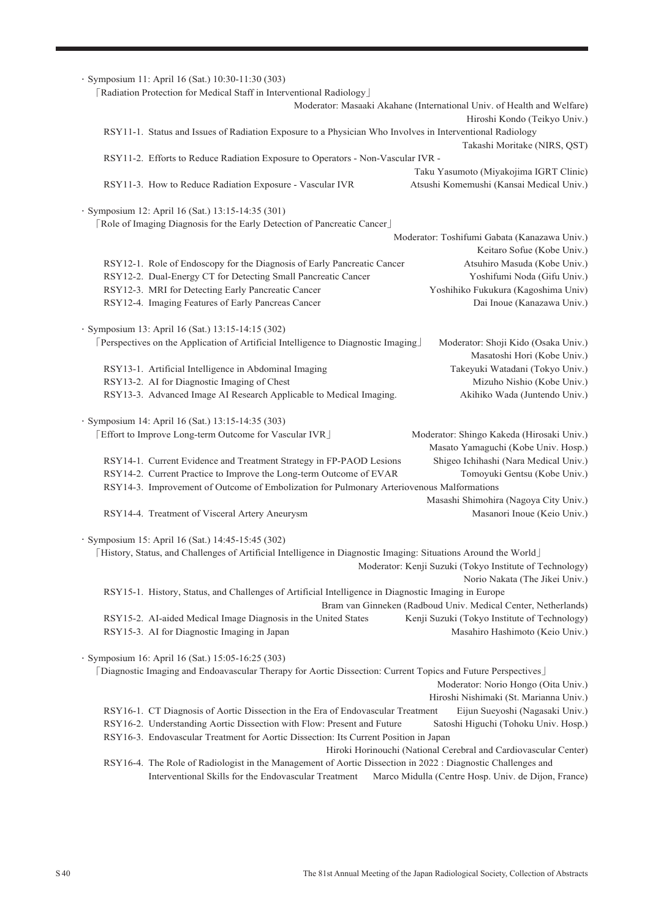· Symposium 11: April 16 (Sat.) 10:30-11:30 (303)

「Radiation Protection for Medical Staff in Interventional Radiology」

Moderator: Masaaki Akahane (International Univ. of Health and Welfare)
Hiroshi Kondo (Teikyo Univ.)

RSY11-1. Status and Issues of Radiation Exposure to a Physician Who Involves in Interventional Radiology
Takashi Moritake (NIRS, QST)

RSY11-2. Efforts to Reduce Radiation Exposure to Operators - Non-Vascular IVR -
Taku Yasumoto (Miyakojima IGRT Clinic)

RSY11-3. How to Reduce Radiation Exposure - Vascular IVR　Atsushi Komemushi (Kansai Medical Univ.)

· Symposium 12: April 16 (Sat.) 13:15-14:35 (301)

「Role of Imaging Diagnosis for the Early Detection of Pancreatic Cancer」

Moderator: Toshifumi Gabata (Kanazawa Univ.)
Keitaro Sofue (Kobe Univ.)

RSY12-1. Role of Endoscopy for the Diagnosis of Early Pancreatic Cancer　Atsuhiro Masuda (Kobe Univ.)

RSY12-2. Dual-Energy CT for Detecting Small Pancreatic Cancer　Yoshifumi Noda (Gifu Univ.)

RSY12-3. MRI for Detecting Early Pancreatic Cancer　Yoshihiko Fukukura (Kagoshima Univ)

RSY12-4. Imaging Features of Early Pancreas Cancer　Dai Inoue (Kanazawa Univ.)

· Symposium 13: April 16 (Sat.) 13:15-14:15 (302)

「Perspectives on the Application of Artificial Intelligence to Diagnostic Imaging」

Moderator: Shoji Kido (Osaka Univ.)
Masatoshi Hori (Kobe Univ.)

RSY13-1. Artificial Intelligence in Abdominal Imaging　Takeyuki Watadani (Tokyo Univ.)

RSY13-2. AI for Diagnostic Imaging of Chest　Mizuho Nishio (Kobe Univ.)

RSY13-3. Advanced Image AI Research Applicable to Medical Imaging.　Akihiko Wada (Juntendo Univ.)

· Symposium 14: April 16 (Sat.) 13:15-14:35 (303)

「Effort to Improve Long-term Outcome for Vascular IVR」

Moderator: Shingo Kakeda (Hirosaki Univ.)
Masato Yamaguchi (Kobe Univ. Hosp.)

RSY14-1. Current Evidence and Treatment Strategy in FP-PAOD Lesions　Shigeo Ichihashi (Nara Medical Univ.)

RSY14-2. Current Practice to Improve the Long-term Outcome of EVAR　Tomoyuki Gentsu (Kobe Univ.)

RSY14-3. Improvement of Outcome of Embolization for Pulmonary Arteriovenous Malformations
Masashi Shimohira (Nagoya City Univ.)

RSY14-4. Treatment of Visceral Artery Aneurysm　Masanori Inoue (Keio Univ.)

· Symposium 15: April 16 (Sat.) 14:45-15:45 (302)

「History, Status, and Challenges of Artificial Intelligence in Diagnostic Imaging: Situations Around the World」

Moderator: Kenji Suzuki (Tokyo Institute of Technology)
Norio Nakata (The Jikei Univ.)

RSY15-1. History, Status, and Challenges of Artificial Intelligence in Diagnostic Imaging in Europe
Bram van Ginneken (Radboud Univ. Medical Center, Netherlands)

RSY15-2. AI-aided Medical Image Diagnosis in the United States　Kenji Suzuki (Tokyo Institute of Technology)

RSY15-3. AI for Diagnostic Imaging in Japan　Masahiro Hashimoto (Keio Univ.)

· Symposium 16: April 16 (Sat.) 15:05-16:25 (303)

「Diagnostic Imaging and Endoavascular Therapy for Aortic Dissection: Current Topics and Future Perspectives」

Moderator: Norio Hongo (Oita Univ.)
Hiroshi Nishimaki (St. Marianna Univ.)

RSY16-1. CT Diagnosis of Aortic Dissection in the Era of Endovascular Treatment　Eijun Sueyoshi (Nagasaki Univ.)

RSY16-2. Understanding Aortic Dissection with Flow: Present and Future　Satoshi Higuchi (Tohoku Univ. Hosp.)

RSY16-3. Endovascular Treatment for Aortic Dissection: Its Current Position in Japan
Hiroki Horinouchi (National Cerebral and Cardiovascular Center)

RSY16-4. The Role of Radiologist in the Management of Aortic Dissection in 2022 : Diagnostic Challenges and Interventional Skills for the Endovascular Treatment　Marco Midulla (Centre Hosp. Univ. de Dijon, France)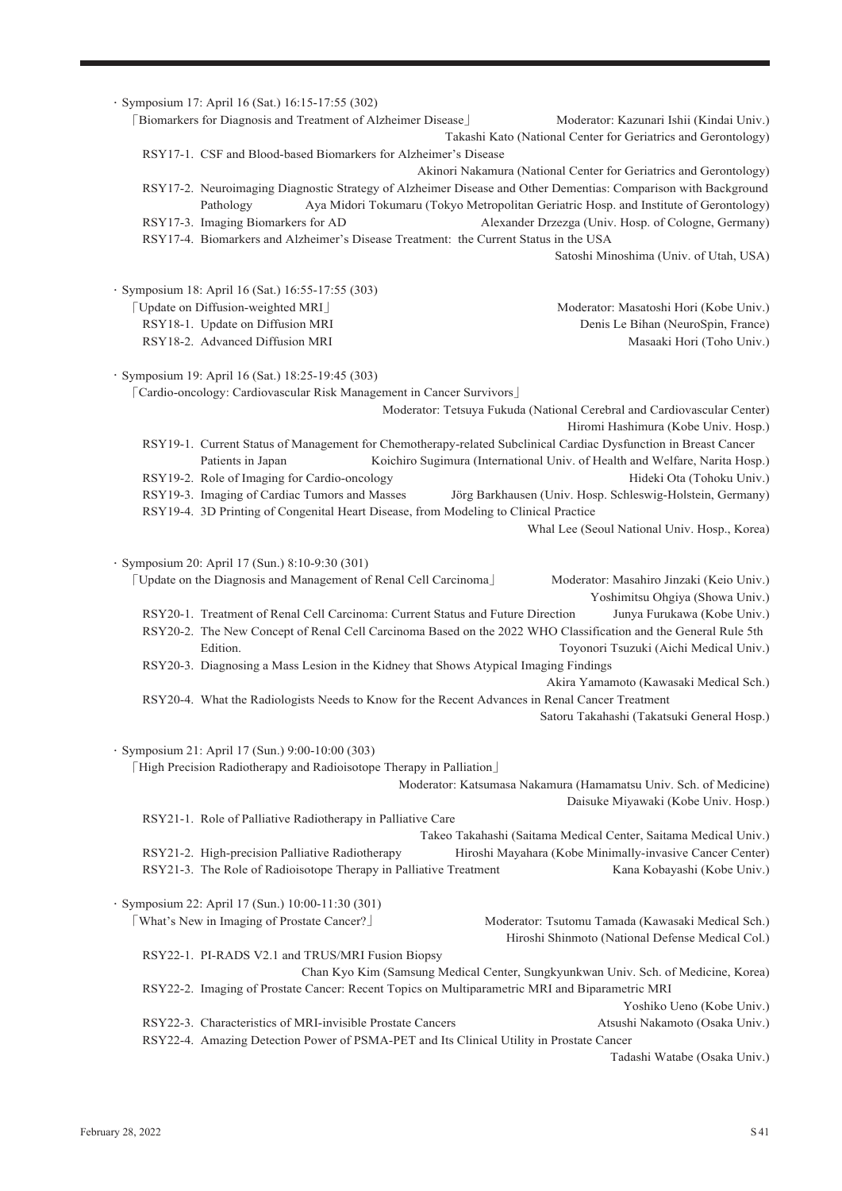・Symposium 17: April 16 (Sat.) 16:15-17:55 (302)

「Biomarkers for Diagnosis and Treatment of Alzheimer Disease」 Moderator: Kazunari Ishii (Kindai Univ.)
Takashi Kato (National Center for Geriatrics and Gerontology)

RSY17-1. CSF and Blood-based Biomarkers for Alzheimer's Disease
Akinori Nakamura (National Center for Geriatrics and Gerontology)

RSY17-2. Neuroimaging Diagnostic Strategy of Alzheimer Disease and Other Dementias: Comparison with Background Pathology Aya Midori Tokumaru (Tokyo Metropolitan Geriatric Hosp. and Institute of Gerontology)

RSY17-3. Imaging Biomarkers for AD Alexander Drzezga (Univ. Hosp. of Cologne, Germany)

RSY17-4. Biomarkers and Alzheimer's Disease Treatment: the Current Status in the USA
Satoshi Minoshima (Univ. of Utah, USA)

・Symposium 18: April 16 (Sat.) 16:55-17:55 (303)

「Update on Diffusion-weighted MRI」 Moderator: Masatoshi Hori (Kobe Univ.)

RSY18-1. Update on Diffusion MRI Denis Le Bihan (NeuroSpin, France)

RSY18-2. Advanced Diffusion MRI Masaaki Hori (Toho Univ.)

・Symposium 19: April 16 (Sat.) 18:25-19:45 (303)

「Cardio-oncology: Cardiovascular Risk Management in Cancer Survivors」
Moderator: Tetsuya Fukuda (National Cerebral and Cardiovascular Center)
Hiromi Hashimura (Kobe Univ. Hosp.)

RSY19-1. Current Status of Management for Chemotherapy-related Subclinical Cardiac Dysfunction in Breast Cancer Patients in Japan Koichiro Sugimura (International Univ. of Health and Welfare, Narita Hosp.)

RSY19-2. Role of Imaging for Cardio-oncology Hideki Ota (Tohoku Univ.)

RSY19-3. Imaging of Cardiac Tumors and Masses Jörg Barkhausen (Univ. Hosp. Schleswig-Holstein, Germany)

RSY19-4. 3D Printing of Congenital Heart Disease, from Modeling to Clinical Practice
Whal Lee (Seoul National Univ. Hosp., Korea)

・Symposium 20: April 17 (Sun.) 8:10-9:30 (301)

「Update on the Diagnosis and Management of Renal Cell Carcinoma」 Moderator: Masahiro Jinzaki (Keio Univ.)
Yoshimitsu Ohgiya (Showa Univ.)

RSY20-1. Treatment of Renal Cell Carcinoma: Current Status and Future Direction Junya Furukawa (Kobe Univ.)

RSY20-2. The New Concept of Renal Cell Carcinoma Based on the 2022 WHO Classification and the General Rule 5th Edition. Toyonori Tsuzuki (Aichi Medical Univ.)

RSY20-3. Diagnosing a Mass Lesion in the Kidney that Shows Atypical Imaging Findings
Akira Yamamoto (Kawasaki Medical Sch.)

RSY20-4. What the Radiologists Needs to Know for the Recent Advances in Renal Cancer Treatment
Satoru Takahashi (Takatsuki General Hosp.)

・Symposium 21: April 17 (Sun.) 9:00-10:00 (303)

「High Precision Radiotherapy and Radioisotope Therapy in Palliation」
Moderator: Katsumasa Nakamura (Hamamatsu Univ. Sch. of Medicine)
Daisuke Miyawaki (Kobe Univ. Hosp.)

RSY21-1. Role of Palliative Radiotherapy in Palliative Care
Takeo Takahashi (Saitama Medical Center, Saitama Medical Univ.)

RSY21-2. High-precision Palliative Radiotherapy Hiroshi Mayahara (Kobe Minimally-invasive Cancer Center)

RSY21-3. The Role of Radioisotope Therapy in Palliative Treatment Kana Kobayashi (Kobe Univ.)

・Symposium 22: April 17 (Sun.) 10:00-11:30 (301)

「What's New in Imaging of Prostate Cancer?」 Moderator: Tsutomu Tamada (Kawasaki Medical Sch.)
Hiroshi Shinmoto (National Defense Medical Col.)

RSY22-1. PI-RADS V2.1 and TRUS/MRI Fusion Biopsy
Chan Kyo Kim (Samsung Medical Center, Sungkyunkwan Univ. Sch. of Medicine, Korea)

RSY22-2. Imaging of Prostate Cancer: Recent Topics on Multiparametric MRI and Biparametric MRI
Yoshiko Ueno (Kobe Univ.)

RSY22-3. Characteristics of MRI-invisible Prostate Cancers Atsushi Nakamoto (Osaka Univ.)

RSY22-4. Amazing Detection Power of PSMA-PET and Its Clinical Utility in Prostate Cancer
Tadashi Watabe (Osaka Univ.)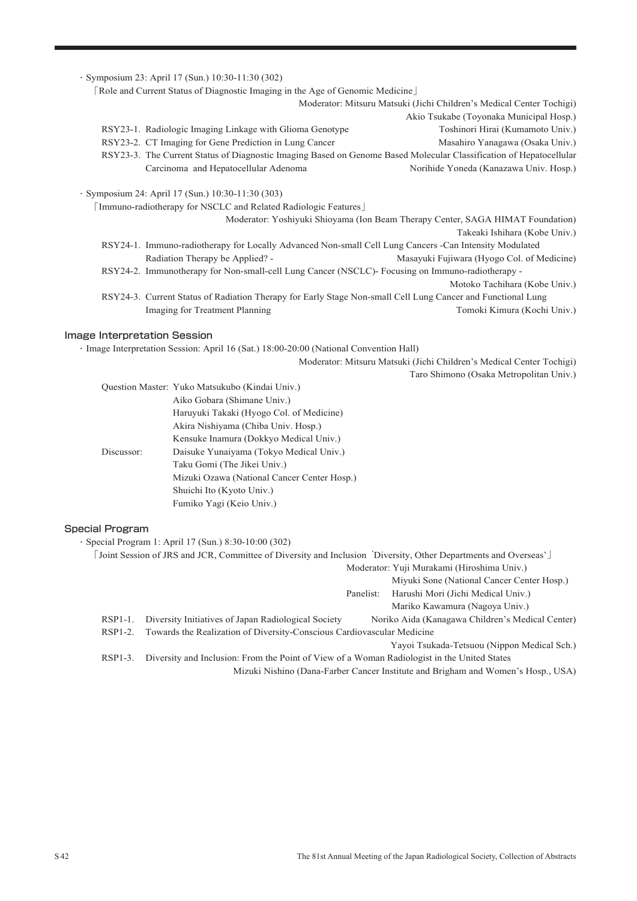・Symposium 23: April 17 (Sun.) 10:30-11:30 (302)

「Role and Current Status of Diagnostic Imaging in the Age of Genomic Medicine」

Moderator: Mitsuru Matsuki (Jichi Children's Medical Center Tochigi)
Akio Tsukabe (Toyonaka Municipal Hosp.)

RSY23-1. Radiologic Imaging Linkage with Glioma Genotype — Toshinori Hirai (Kumamoto Univ.)

RSY23-2. CT Imaging for Gene Prediction in Lung Cancer — Masahiro Yanagawa (Osaka Univ.)

RSY23-3. The Current Status of Diagnostic Imaging Based on Genome Based Molecular Classification of Hepatocellular Carcinoma and Hepatocellular Adenoma — Norihide Yoneda (Kanazawa Univ. Hosp.)

・Symposium 24: April 17 (Sun.) 10:30-11:30 (303)

「Immuno-radiotherapy for NSCLC and Related Radiologic Features」

Moderator: Yoshiyuki Shioyama (Ion Beam Therapy Center, SAGA HIMAT Foundation)
Takeaki Ishihara (Kobe Univ.)

RSY24-1. Immuno-radiotherapy for Locally Advanced Non-small Cell Lung Cancers -Can Intensity Modulated Radiation Therapy be Applied? - — Masayuki Fujiwara (Hyogo Col. of Medicine)

RSY24-2. Immunotherapy for Non-small-cell Lung Cancer (NSCLC)- Focusing on Immuno-radiotherapy - — Motoko Tachihara (Kobe Univ.)

RSY24-3. Current Status of Radiation Therapy for Early Stage Non-small Cell Lung Cancer and Functional Lung Imaging for Treatment Planning — Tomoki Kimura (Kochi Univ.)

## Image Interpretation Session

・Image Interpretation Session: April 16 (Sat.) 18:00-20:00 (National Convention Hall)

Moderator: Mitsuru Matsuki (Jichi Children's Medical Center Tochigi)
Taro Shimono (Osaka Metropolitan Univ.)

Question Master: Yuko Matsukubo (Kindai Univ.)
Aiko Gobara (Shimane Univ.)
Haruyuki Takaki (Hyogo Col. of Medicine)
Akira Nishiyama (Chiba Univ. Hosp.)
Kensuke Inamura (Dokkyo Medical Univ.)

Discussor: Daisuke Yunaiyama (Tokyo Medical Univ.)
Taku Gomi (The Jikei Univ.)
Mizuki Ozawa (National Cancer Center Hosp.)
Shuichi Ito (Kyoto Univ.)
Fumiko Yagi (Keio Univ.)

## Special Program

・Special Program 1: April 17 (Sun.) 8:30-10:00 (302)

「Joint Session of JRS and JCR, Committee of Diversity and Inclusion 'Diversity, Other Departments and Overseas'」

Moderator: Yuji Murakami (Hiroshima Univ.)
Miyuki Sone (National Cancer Center Hosp.)

Panelist: Harushi Mori (Jichi Medical Univ.)
Mariko Kawamura (Nagoya Univ.)

RSP1-1. Diversity Initiatives of Japan Radiological Society — Noriko Aida (Kanagawa Children's Medical Center)

RSP1-2. Towards the Realization of Diversity-Conscious Cardiovascular Medicine — Yayoi Tsukada-Tetsuou (Nippon Medical Sch.)

RSP1-3. Diversity and Inclusion: From the Point of View of a Woman Radiologist in the United States — Mizuki Nishino (Dana-Farber Cancer Institute and Brigham and Women's Hosp., USA)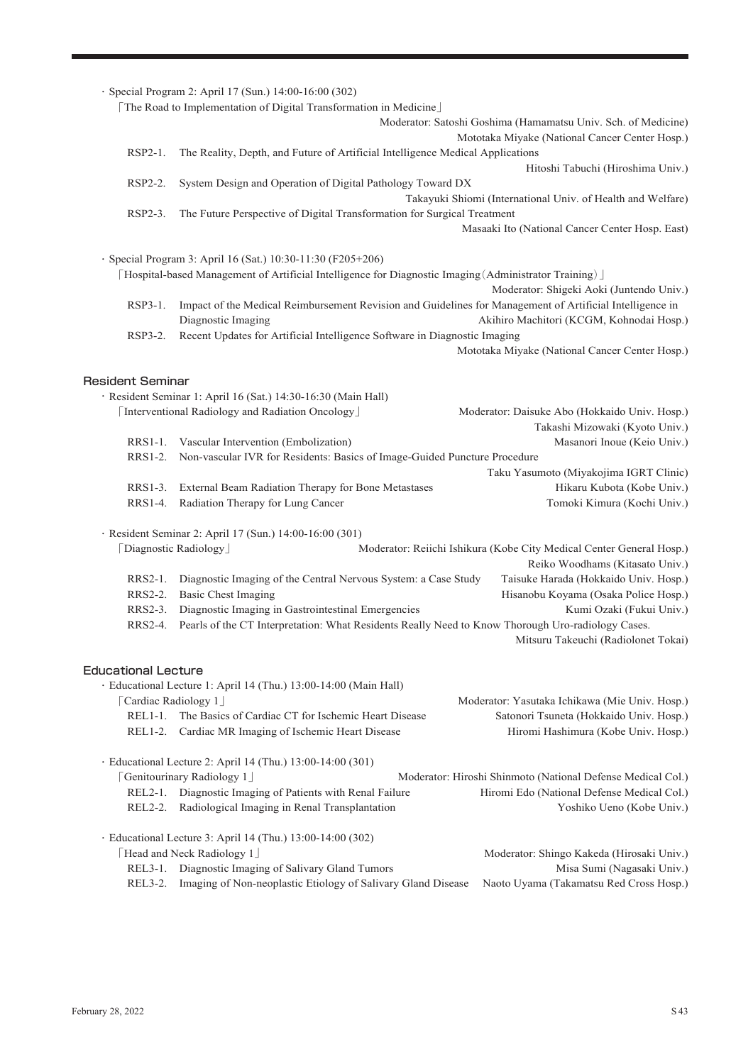・Special Program 2: April 17 (Sun.) 14:00-16:00 (302)

「The Road to Implementation of Digital Transformation in Medicine」

Moderator: Satoshi Goshima (Hamamatsu Univ. Sch. of Medicine)
Mototaka Miyake (National Cancer Center Hosp.)

RSP2-1. The Reality, Depth, and Future of Artificial Intelligence Medical Applications
Hitoshi Tabuchi (Hiroshima Univ.)

RSP2-2. System Design and Operation of Digital Pathology Toward DX
Takayuki Shiomi (International Univ. of Health and Welfare)

RSP2-3. The Future Perspective of Digital Transformation for Surgical Treatment
Masaaki Ito (National Cancer Center Hosp. East)

・Special Program 3: April 16 (Sat.) 10:30-11:30 (F205+206)

「Hospital-based Management of Artificial Intelligence for Diagnostic Imaging（Administrator Training）」

Moderator: Shigeki Aoki (Juntendo Univ.)

RSP3-1. Impact of the Medical Reimbursement Revision and Guidelines for Management of Artificial Intelligence in Diagnostic Imaging
Akihiro Machitori (KCGM, Kohnodai Hosp.)

RSP3-2. Recent Updates for Artificial Intelligence Software in Diagnostic Imaging
Mototaka Miyake (National Cancer Center Hosp.)

## Resident Seminar

・Resident Seminar 1: April 16 (Sat.) 14:30-16:30 (Main Hall)

「Interventional Radiology and Radiation Oncology」

Moderator: Daisuke Abo (Hokkaido Univ. Hosp.)
Takashi Mizowaki (Kyoto Univ.)

RRS1-1. Vascular Intervention (Embolization) — Masanori Inoue (Keio Univ.)

RRS1-2. Non-vascular IVR for Residents: Basics of Image-Guided Puncture Procedure
Taku Yasumoto (Miyakojima IGRT Clinic)

RRS1-3. External Beam Radiation Therapy for Bone Metastases — Hikaru Kubota (Kobe Univ.)

RRS1-4. Radiation Therapy for Lung Cancer — Tomoki Kimura (Kochi Univ.)

・Resident Seminar 2: April 17 (Sun.) 14:00-16:00 (301)

「Diagnostic Radiology」

Moderator: Reiichi Ishikura (Kobe City Medical Center General Hosp.)
Reiko Woodhams (Kitasato Univ.)

RRS2-1. Diagnostic Imaging of the Central Nervous System: a Case Study — Taisuke Harada (Hokkaido Univ. Hosp.)

RRS2-2. Basic Chest Imaging — Hisanobu Koyama (Osaka Police Hosp.)

RRS2-3. Diagnostic Imaging in Gastrointestinal Emergencies — Kumi Ozaki (Fukui Univ.)

RRS2-4. Pearls of the CT Interpretation: What Residents Really Need to Know Thorough Uro-radiology Cases.
Mitsuru Takeuchi (Radiolonet Tokai)

## Educational Lecture

・Educational Lecture 1: April 14 (Thu.) 13:00-14:00 (Main Hall)

「Cardiac Radiology 1」

Moderator: Yasutaka Ichikawa (Mie Univ. Hosp.)

REL1-1. The Basics of Cardiac CT for Ischemic Heart Disease — Satonori Tsuneta (Hokkaido Univ. Hosp.)

REL1-2. Cardiac MR Imaging of Ischemic Heart Disease — Hiromi Hashimura (Kobe Univ. Hosp.)

・Educational Lecture 2: April 14 (Thu.) 13:00-14:00 (301)

「Genitourinary Radiology 1」

Moderator: Hiroshi Shinmoto (National Defense Medical Col.)

REL2-1. Diagnostic Imaging of Patients with Renal Failure — Hiromi Edo (National Defense Medical Col.)

REL2-2. Radiological Imaging in Renal Transplantation — Yoshiko Ueno (Kobe Univ.)

・Educational Lecture 3: April 14 (Thu.) 13:00-14:00 (302)

「Head and Neck Radiology 1」

Moderator: Shingo Kakeda (Hirosaki Univ.)

REL3-1. Diagnostic Imaging of Salivary Gland Tumors — Misa Sumi (Nagasaki Univ.)

REL3-2. Imaging of Non-neoplastic Etiology of Salivary Gland Disease — Naoto Uyama (Takamatsu Red Cross Hosp.)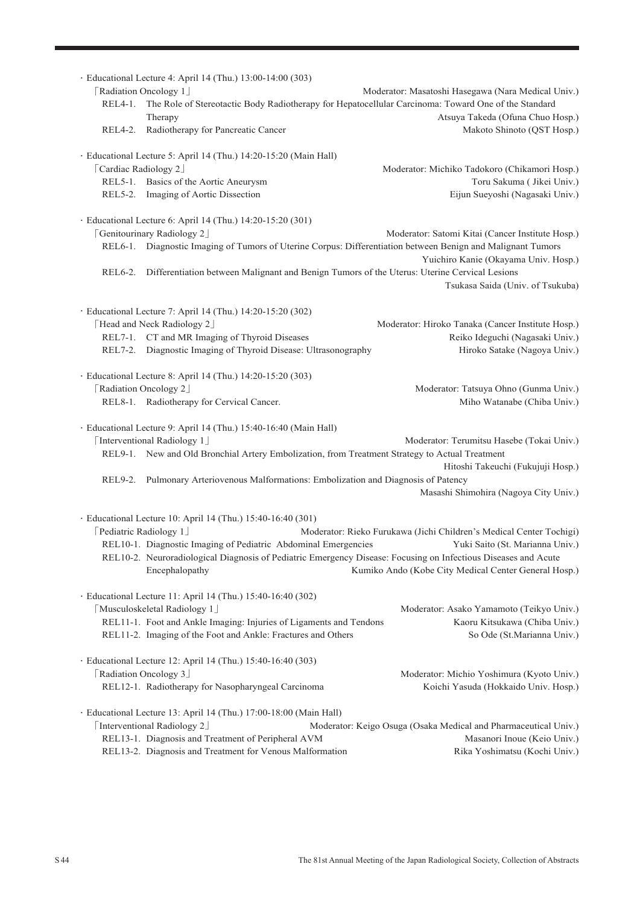· Educational Lecture 4: April 14 (Thu.) 13:00-14:00 (303)

「Radiation Oncology 1」 Moderator: Masatoshi Hasegawa (Nara Medical Univ.)

- REL4-1. The Role of Stereotactic Body Radiotherapy for Hepatocellular Carcinoma: Toward One of the Standard Therapy — Atsuya Takeda (Ofuna Chuo Hosp.)
- REL4-2. Radiotherapy for Pancreatic Cancer — Makoto Shinoto (QST Hosp.)

· Educational Lecture 5: April 14 (Thu.) 14:20-15:20 (Main Hall)

「Cardiac Radiology 2」 Moderator: Michiko Tadokoro (Chikamori Hosp.)

- REL5-1. Basics of the Aortic Aneurysm — Toru Sakuma ( Jikei Univ.)
- REL5-2. Imaging of Aortic Dissection — Eijun Sueyoshi (Nagasaki Univ.)

· Educational Lecture 6: April 14 (Thu.) 14:20-15:20 (301)

「Genitourinary Radiology 2」 Moderator: Satomi Kitai (Cancer Institute Hosp.)

- REL6-1. Diagnostic Imaging of Tumors of Uterine Corpus: Differentiation between Benign and Malignant Tumors — Yuichiro Kanie (Okayama Univ. Hosp.)
- REL6-2. Differentiation between Malignant and Benign Tumors of the Uterus: Uterine Cervical Lesions — Tsukasa Saida (Univ. of Tsukuba)

· Educational Lecture 7: April 14 (Thu.) 14:20-15:20 (302)

「Head and Neck Radiology 2」 Moderator: Hiroko Tanaka (Cancer Institute Hosp.)

- REL7-1. CT and MR Imaging of Thyroid Diseases — Reiko Ideguchi (Nagasaki Univ.)
- REL7-2. Diagnostic Imaging of Thyroid Disease: Ultrasonography — Hiroko Satake (Nagoya Univ.)

· Educational Lecture 8: April 14 (Thu.) 14:20-15:20 (303)

「Radiation Oncology 2」 Moderator: Tatsuya Ohno (Gunma Univ.)

- REL8-1. Radiotherapy for Cervical Cancer. — Miho Watanabe (Chiba Univ.)

· Educational Lecture 9: April 14 (Thu.) 15:40-16:40 (Main Hall)

「Interventional Radiology 1」 Moderator: Terumitsu Hasebe (Tokai Univ.)

- REL9-1. New and Old Bronchial Artery Embolization, from Treatment Strategy to Actual Treatment — Hitoshi Takeuchi (Fukujuji Hosp.)
- REL9-2. Pulmonary Arteriovenous Malformations: Embolization and Diagnosis of Patency — Masashi Shimohira (Nagoya City Univ.)

· Educational Lecture 10: April 14 (Thu.) 15:40-16:40 (301)

「Pediatric Radiology 1」 Moderator: Rieko Furukawa (Jichi Children's Medical Center Tochigi)

- REL10-1. Diagnostic Imaging of Pediatric Abdominal Emergencies — Yuki Saito (St. Marianna Univ.)
- REL10-2. Neuroradiological Diagnosis of Pediatric Emergency Disease: Focusing on Infectious Diseases and Acute Encephalopathy — Kumiko Ando (Kobe City Medical Center General Hosp.)

· Educational Lecture 11: April 14 (Thu.) 15:40-16:40 (302)

「Musculoskeletal Radiology 1」 Moderator: Asako Yamamoto (Teikyo Univ.)

- REL11-1. Foot and Ankle Imaging: Injuries of Ligaments and Tendons — Kaoru Kitsukawa (Chiba Univ.)
- REL11-2. Imaging of the Foot and Ankle: Fractures and Others — So Ode (St.Marianna Univ.)

· Educational Lecture 12: April 14 (Thu.) 15:40-16:40 (303)

「Radiation Oncology 3」 Moderator: Michio Yoshimura (Kyoto Univ.)

- REL12-1. Radiotherapy for Nasopharyngeal Carcinoma — Koichi Yasuda (Hokkaido Univ. Hosp.)

· Educational Lecture 13: April 14 (Thu.) 17:00-18:00 (Main Hall)

「Interventional Radiology 2」 Moderator: Keigo Osuga (Osaka Medical and Pharmaceutical Univ.)

- REL13-1. Diagnosis and Treatment of Peripheral AVM — Masanori Inoue (Keio Univ.)
- REL13-2. Diagnosis and Treatment for Venous Malformation — Rika Yoshimatsu (Kochi Univ.)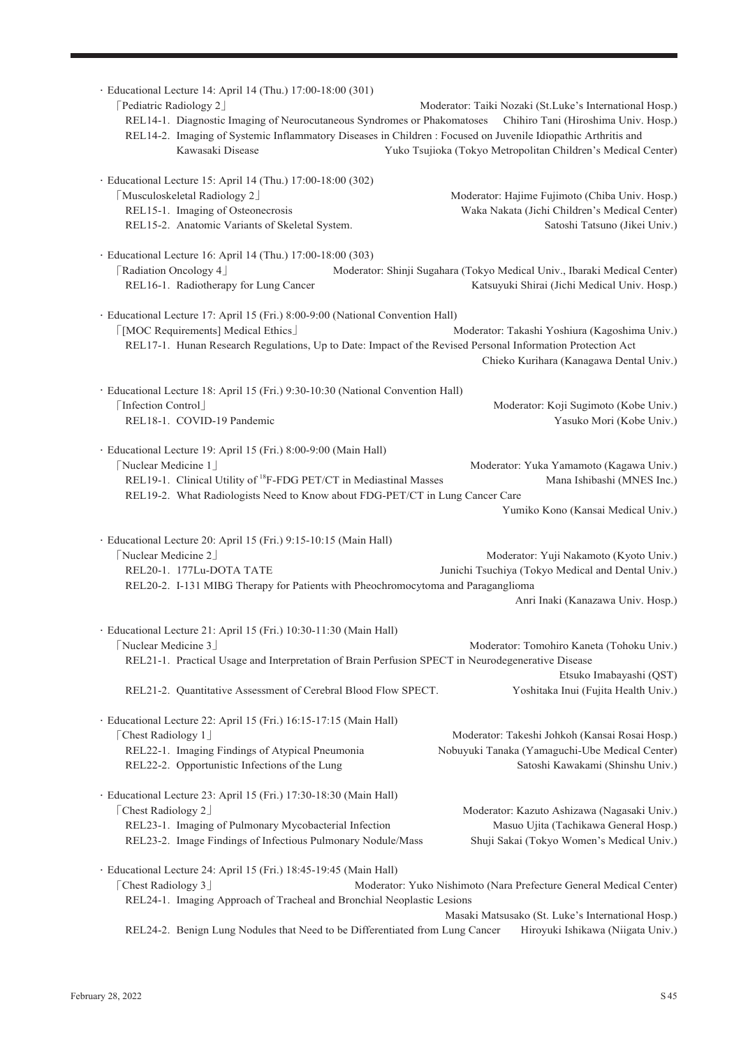· Educational Lecture 14: April 14 (Thu.) 17:00-18:00 (301)

「Pediatric Radiology 2」 Moderator: Taiki Nozaki (St.Luke's International Hosp.)

REL14-1. Diagnostic Imaging of Neurocutaneous Syndromes or Phakomatoses Chihiro Tani (Hiroshima Univ. Hosp.)

REL14-2. Imaging of Systemic Inflammatory Diseases in Children : Focused on Juvenile Idiopathic Arthritis and Kawasaki Disease Yuko Tsujioka (Tokyo Metropolitan Children's Medical Center)

· Educational Lecture 15: April 14 (Thu.) 17:00-18:00 (302)

「Musculoskeletal Radiology 2」 Moderator: Hajime Fujimoto (Chiba Univ. Hosp.)

REL15-1. Imaging of Osteonecrosis Waka Nakata (Jichi Children's Medical Center)

REL15-2. Anatomic Variants of Skeletal System. Satoshi Tatsuno (Jikei Univ.)

· Educational Lecture 16: April 14 (Thu.) 17:00-18:00 (303)

「Radiation Oncology 4」 Moderator: Shinji Sugahara (Tokyo Medical Univ., Ibaraki Medical Center)

REL16-1. Radiotherapy for Lung Cancer Katsuyuki Shirai (Jichi Medical Univ. Hosp.)

· Educational Lecture 17: April 15 (Fri.) 8:00-9:00 (National Convention Hall)

「[MOC Requirements] Medical Ethics」 Moderator: Takashi Yoshiura (Kagoshima Univ.)

REL17-1. Hunan Research Regulations, Up to Date: Impact of the Revised Personal Information Protection Act Chieko Kurihara (Kanagawa Dental Univ.)

· Educational Lecture 18: April 15 (Fri.) 9:30-10:30 (National Convention Hall)

「Infection Control」 Moderator: Koji Sugimoto (Kobe Univ.)

REL18-1. COVID-19 Pandemic Yasuko Mori (Kobe Univ.)

· Educational Lecture 19: April 15 (Fri.) 8:00-9:00 (Main Hall)

「Nuclear Medicine 1」 Moderator: Yuka Yamamoto (Kagawa Univ.)

REL19-1. Clinical Utility of $^{18}$F-FDG PET/CT in Mediastinal Masses Mana Ishibashi (MNES Inc.)

REL19-2. What Radiologists Need to Know about FDG-PET/CT in Lung Cancer Care Yumiko Kono (Kansai Medical Univ.)

· Educational Lecture 20: April 15 (Fri.) 9:15-10:15 (Main Hall)

「Nuclear Medicine 2」 Moderator: Yuji Nakamoto (Kyoto Univ.)

REL20-1. 177Lu-DOTA TATE Junichi Tsuchiya (Tokyo Medical and Dental Univ.)

REL20-2. I-131 MIBG Therapy for Patients with Pheochromocytoma and Paraganglioma Anri Inaki (Kanazawa Univ. Hosp.)

· Educational Lecture 21: April 15 (Fri.) 10:30-11:30 (Main Hall)

「Nuclear Medicine 3」 Moderator: Tomohiro Kaneta (Tohoku Univ.)

REL21-1. Practical Usage and Interpretation of Brain Perfusion SPECT in Neurodegenerative Disease Etsuko Imabayashi (QST)

REL21-2. Quantitative Assessment of Cerebral Blood Flow SPECT. Yoshitaka Inui (Fujita Health Univ.)

· Educational Lecture 22: April 15 (Fri.) 16:15-17:15 (Main Hall)

「Chest Radiology 1」 Moderator: Takeshi Johkoh (Kansai Rosai Hosp.)

REL22-1. Imaging Findings of Atypical Pneumonia Nobuyuki Tanaka (Yamaguchi-Ube Medical Center)

REL22-2. Opportunistic Infections of the Lung Satoshi Kawakami (Shinshu Univ.)

· Educational Lecture 23: April 15 (Fri.) 17:30-18:30 (Main Hall)

「Chest Radiology 2」 Moderator: Kazuto Ashizawa (Nagasaki Univ.)

REL23-1. Imaging of Pulmonary Mycobacterial Infection Masuo Ujita (Tachikawa General Hosp.)

REL23-2. Image Findings of Infectious Pulmonary Nodule/Mass Shuji Sakai (Tokyo Women's Medical Univ.)

· Educational Lecture 24: April 15 (Fri.) 18:45-19:45 (Main Hall)

「Chest Radiology 3」 Moderator: Yuko Nishimoto (Nara Prefecture General Medical Center)

REL24-1. Imaging Approach of Tracheal and Bronchial Neoplastic Lesions Masaki Matsusako (St. Luke's International Hosp.)

REL24-2. Benign Lung Nodules that Need to be Differentiated from Lung Cancer Hiroyuki Ishikawa (Niigata Univ.)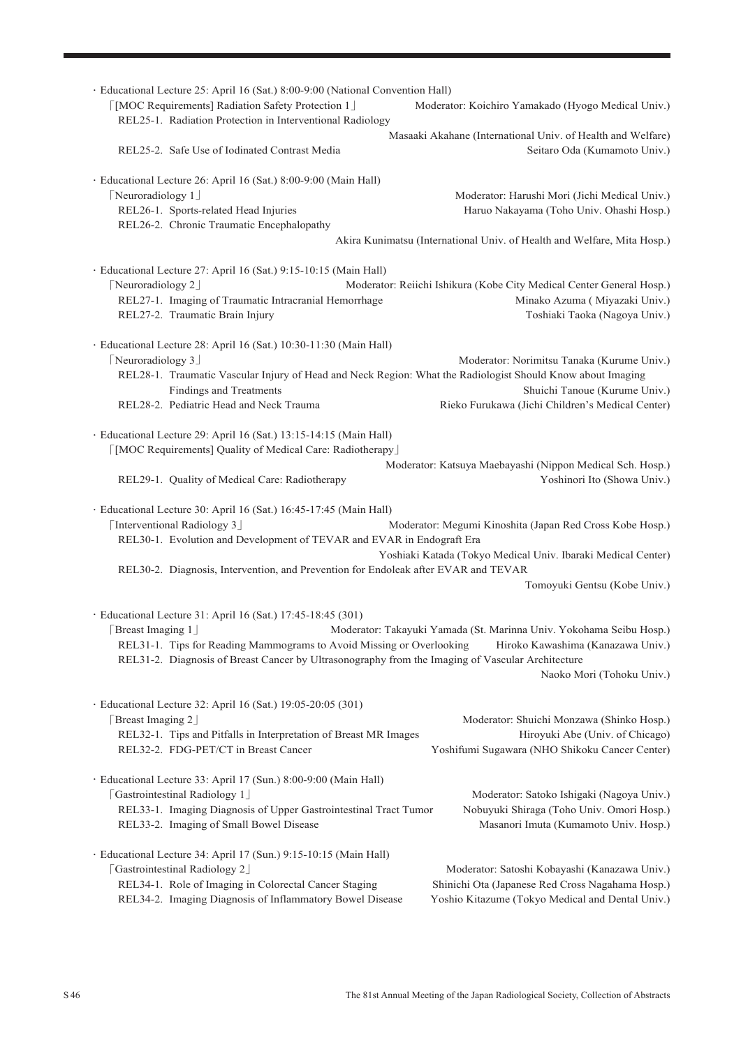- Educational Lecture 25: April 16 (Sat.) 8:00-9:00 (National Convention Hall)
  「[MOC Requirements] Radiation Safety Protection 1」 Moderator: Koichiro Yamakado (Hyogo Medical Univ.)
  - REL25-1. Radiation Protection in Interventional Radiology — Masaaki Akahane (International Univ. of Health and Welfare)
  - REL25-2. Safe Use of Iodinated Contrast Media — Seitaro Oda (Kumamoto Univ.)

- Educational Lecture 26: April 16 (Sat.) 8:00-9:00 (Main Hall)
  「Neuroradiology 1」 Moderator: Harushi Mori (Jichi Medical Univ.)
  - REL26-1. Sports-related Head Injuries — Haruo Nakayama (Toho Univ. Ohashi Hosp.)
  - REL26-2. Chronic Traumatic Encephalopathy — Akira Kunimatsu (International Univ. of Health and Welfare, Mita Hosp.)

- Educational Lecture 27: April 16 (Sat.) 9:15-10:15 (Main Hall)
  「Neuroradiology 2」 Moderator: Reiichi Ishikura (Kobe City Medical Center General Hosp.)
  - REL27-1. Imaging of Traumatic Intracranial Hemorrhage — Minako Azuma ( Miyazaki Univ.)
  - REL27-2. Traumatic Brain Injury — Toshiaki Taoka (Nagoya Univ.)

- Educational Lecture 28: April 16 (Sat.) 10:30-11:30 (Main Hall)
  「Neuroradiology 3」 Moderator: Norimitsu Tanaka (Kurume Univ.)
  - REL28-1. Traumatic Vascular Injury of Head and Neck Region: What the Radiologist Should Know about Imaging Findings and Treatments — Shuichi Tanoue (Kurume Univ.)
  - REL28-2. Pediatric Head and Neck Trauma — Rieko Furukawa (Jichi Children's Medical Center)

- Educational Lecture 29: April 16 (Sat.) 13:15-14:15 (Main Hall)
  「[MOC Requirements] Quality of Medical Care: Radiotherapy」 Moderator: Katsuya Maebayashi (Nippon Medical Sch. Hosp.)
  - REL29-1. Quality of Medical Care: Radiotherapy — Yoshinori Ito (Showa Univ.)

- Educational Lecture 30: April 16 (Sat.) 16:45-17:45 (Main Hall)
  「Interventional Radiology 3」 Moderator: Megumi Kinoshita (Japan Red Cross Kobe Hosp.)
  - REL30-1. Evolution and Development of TEVAR and EVAR in Endograft Era — Yoshiaki Katada (Tokyo Medical Univ. Ibaraki Medical Center)
  - REL30-2. Diagnosis, Intervention, and Prevention for Endoleak after EVAR and TEVAR — Tomoyuki Gentsu (Kobe Univ.)

- Educational Lecture 31: April 16 (Sat.) 17:45-18:45 (301)
  「Breast Imaging 1」 Moderator: Takayuki Yamada (St. Marinna Univ. Yokohama Seibu Hosp.)
  - REL31-1. Tips for Reading Mammograms to Avoid Missing or Overlooking — Hiroko Kawashima (Kanazawa Univ.)
  - REL31-2. Diagnosis of Breast Cancer by Ultrasonography from the Imaging of Vascular Architecture — Naoko Mori (Tohoku Univ.)

- Educational Lecture 32: April 16 (Sat.) 19:05-20:05 (301)
  「Breast Imaging 2」 Moderator: Shuichi Monzawa (Shinko Hosp.)
  - REL32-1. Tips and Pitfalls in Interpretation of Breast MR Images — Hiroyuki Abe (Univ. of Chicago)
  - REL32-2. FDG-PET/CT in Breast Cancer — Yoshifumi Sugawara (NHO Shikoku Cancer Center)

- Educational Lecture 33: April 17 (Sun.) 8:00-9:00 (Main Hall)
  「Gastrointestinal Radiology 1」 Moderator: Satoko Ishigaki (Nagoya Univ.)
  - REL33-1. Imaging Diagnosis of Upper Gastrointestinal Tract Tumor — Nobuyuki Shiraga (Toho Univ. Omori Hosp.)
  - REL33-2. Imaging of Small Bowel Disease — Masanori Imuta (Kumamoto Univ. Hosp.)

- Educational Lecture 34: April 17 (Sun.) 9:15-10:15 (Main Hall)
  「Gastrointestinal Radiology 2」 Moderator: Satoshi Kobayashi (Kanazawa Univ.)
  - REL34-1. Role of Imaging in Colorectal Cancer Staging — Shinichi Ota (Japanese Red Cross Nagahama Hosp.)
  - REL34-2. Imaging Diagnosis of Inflammatory Bowel Disease — Yoshio Kitazume (Tokyo Medical and Dental Univ.)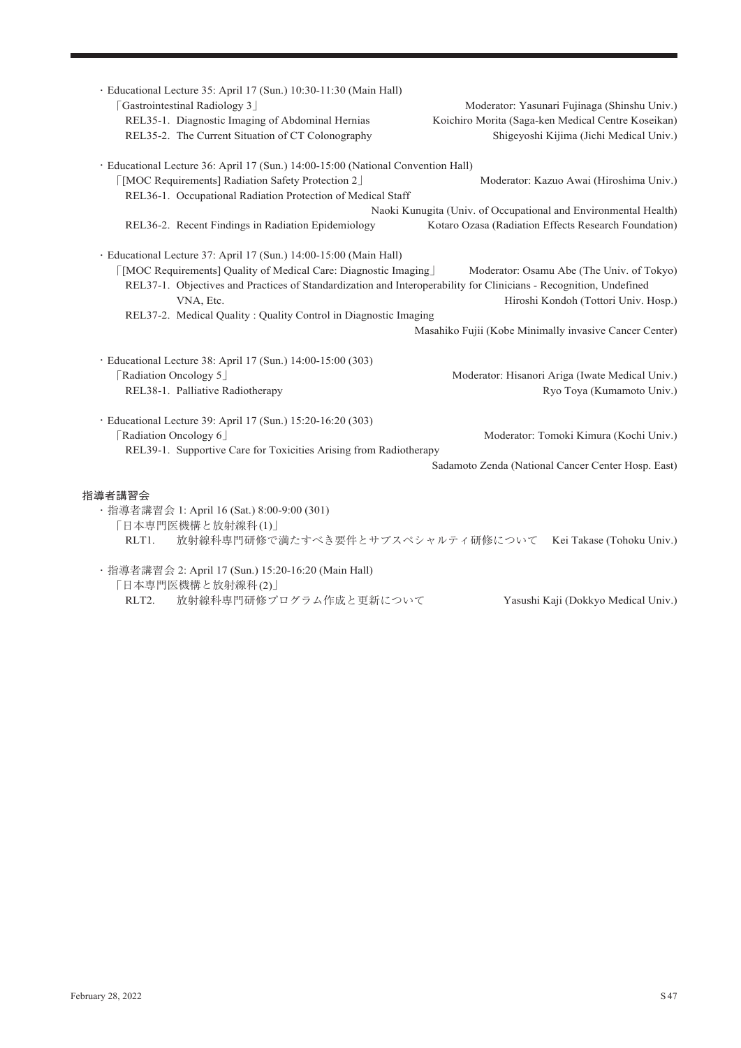・Educational Lecture 35: April 17 (Sun.) 10:30-11:30 (Main Hall)

「Gastrointestinal Radiology 3」 Moderator: Yasunari Fujinaga (Shinshu Univ.)

REL35-1. Diagnostic Imaging of Abdominal Hernias Koichiro Morita (Saga-ken Medical Centre Koseikan)

REL35-2. The Current Situation of CT Colonography Shigeyoshi Kijima (Jichi Medical Univ.)

・Educational Lecture 36: April 17 (Sun.) 14:00-15:00 (National Convention Hall)

「[MOC Requirements] Radiation Safety Protection 2」 Moderator: Kazuo Awai (Hiroshima Univ.)

REL36-1. Occupational Radiation Protection of Medical Staff Naoki Kunugita (Univ. of Occupational and Environmental Health)

REL36-2. Recent Findings in Radiation Epidemiology Kotaro Ozasa (Radiation Effects Research Foundation)

・Educational Lecture 37: April 17 (Sun.) 14:00-15:00 (Main Hall)

「[MOC Requirements] Quality of Medical Care: Diagnostic Imaging」 Moderator: Osamu Abe (The Univ. of Tokyo)

REL37-1. Objectives and Practices of Standardization and Interoperability for Clinicians - Recognition, Undefined VNA, Etc. Hiroshi Kondoh (Tottori Univ. Hosp.)

REL37-2. Medical Quality : Quality Control in Diagnostic Imaging Masahiko Fujii (Kobe Minimally invasive Cancer Center)

・Educational Lecture 38: April 17 (Sun.) 14:00-15:00 (303)

「Radiation Oncology 5」 Moderator: Hisanori Ariga (Iwate Medical Univ.)

REL38-1. Palliative Radiotherapy Ryo Toya (Kumamoto Univ.)

・Educational Lecture 39: April 17 (Sun.) 15:20-16:20 (303)

「Radiation Oncology 6」 Moderator: Tomoki Kimura (Kochi Univ.)

REL39-1. Supportive Care for Toxicities Arising from Radiotherapy Sadamoto Zenda (National Cancer Center Hosp. East)

## 指導者講習会

・指導者講習会 1: April 16 (Sat.) 8:00-9:00 (301)

「日本専門医機構と放射線科(1)」

RLT1. 放射線科専門研修で満たすべき要件とサブスペシャルティ研修について Kei Takase (Tohoku Univ.)

・指導者講習会 2: April 17 (Sun.) 15:20-16:20 (Main Hall)

「日本専門医機構と放射線科(2)」

RLT2. 放射線科専門研修プログラム作成と更新について Yasushi Kaji (Dokkyo Medical Univ.)